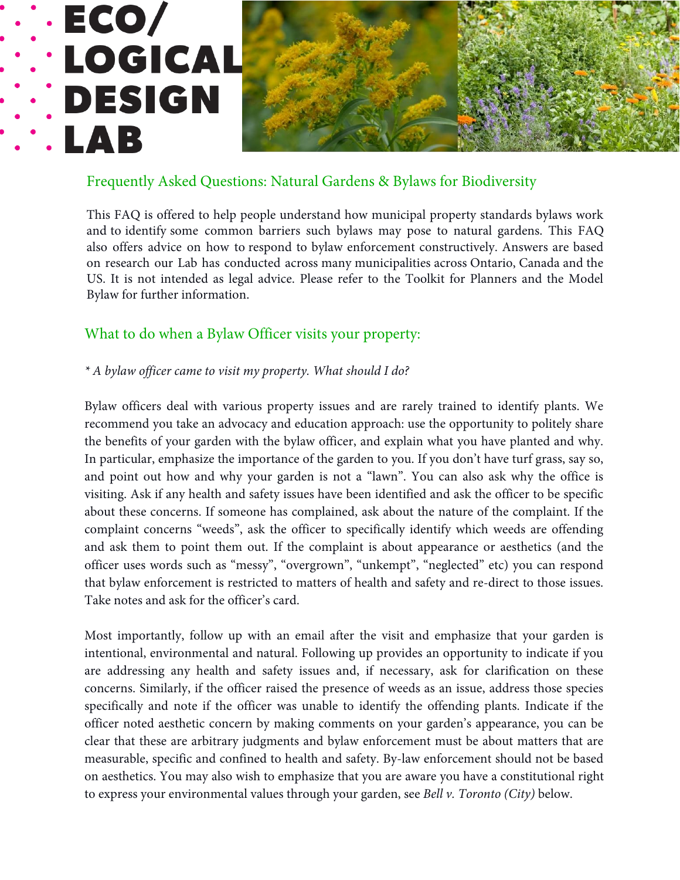# ECO/ LOGICAL DESIGN LAB

## Frequently Asked Questions: Natural Gardens & Bylaws for Biodiversity

This FAQ is offered to help people understand how municipal property standards bylaws work and to identify some common barriers such bylaws may pose to natural gardens. This FAQ also offers advice on how to respond to bylaw enforcement constructively. Answers are based on research our Lab has conducted across many municipalities across Ontario, Canada and the US. It is not intended as legal advice. Please refer to the Toolkit for Planners and the Model Bylaw for further information.

## What to do when a Bylaw Officer visits your property:

*\* A bylaw officer came to visit my property. What should I do?*

Bylaw officers deal with various property issues and are rarely trained to identify plants. We recommend you take an advocacy and education approach: use the opportunity to politely share the benefits of your garden with the bylaw officer, and explain what you have planted and why. In particular, emphasize the importance of the garden to you. If you don't have turf grass, say so, and point out how and why your garden is not a "lawn". You can also ask why the office is visiting. Ask if any health and safety issues have been identified and ask the officer to be specific about these concerns. If someone has complained, ask about the nature of the complaint. If the complaint concerns "weeds", ask the officer to specifically identify which weeds are offending and ask them to point them out. If the complaint is about appearance or aesthetics (and the officer uses words such as "messy", "overgrown", "unkempt", "neglected" etc) you can respond that bylaw enforcement is restricted to matters of health and safety and re-direct to those issues. Take notes and ask for the officer's card.

Most importantly, follow up with an email after the visit and emphasize that your garden is intentional, environmental and natural. Following up provides an opportunity to indicate if you are addressing any health and safety issues and, if necessary, ask for clarification on these concerns. Similarly, if the officer raised the presence of weeds as an issue, address those species specifically and note if the officer was unable to identify the offending plants. Indicate if the officer noted aesthetic concern by making comments on your garden's appearance, you can be clear that these are arbitrary judgments and bylaw enforcement must be about matters that are measurable, specific and confined to health and safety. By-law enforcement should not be based on aesthetics. You may also wish to emphasize that you are aware you have a constitutional right to express your environmental values through your garden, see *Bell v. Toronto (City)* below.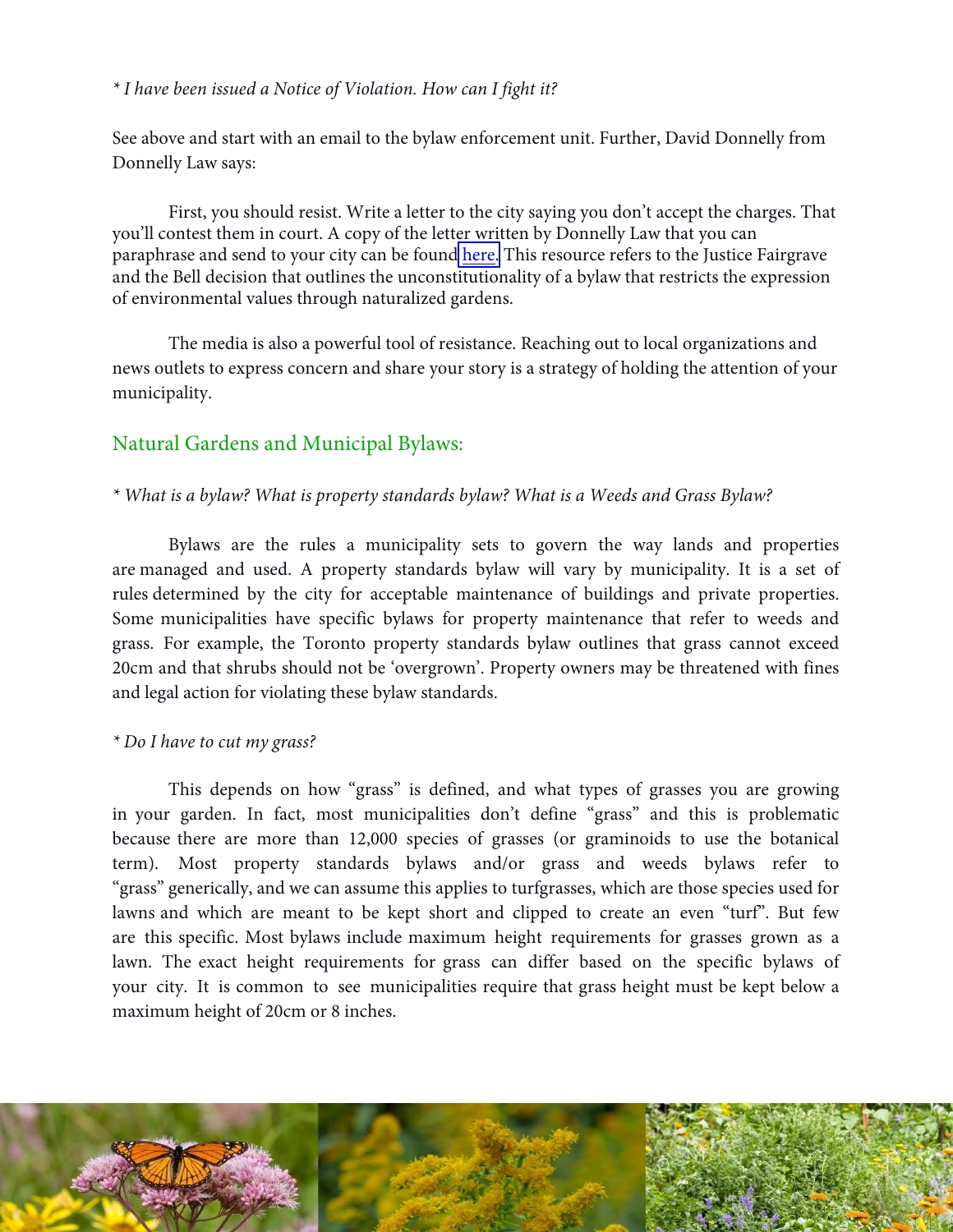*\* I have been issued a Notice of Violation. How can I fight it?*

See above and start with an email to the bylaw enforcement unit. Further, David Donnelly from Donnelly Law says:

> First, you should resist. Write a letter to the city saying you don't accept the charges. That you'll contest them in court. A copy of the letter written by Donnelly Law that you can paraphrase and send to your city can be found here. This resource refers to the Justice Fairgrave and the Bell decision that outlines the unconstitutionality of a bylaw that restricts the expression of environmental values through naturalized gardens.
>
> The media is also a powerful tool of resistance. Reaching out to local organizations and news outlets to express concern and share your story is a strategy of holding the attention of your municipality.

## Natural Gardens and Municipal Bylaws:

*\* What is a bylaw? What is property standards bylaw? What is a Weeds and Grass Bylaw?*

Bylaws are the rules a municipality sets to govern the way lands and properties are managed and used. A property standards bylaw will vary by municipality. It is a set of rules determined by the city for acceptable maintenance of buildings and private properties. Some municipalities have specific bylaws for property maintenance that refer to weeds and grass. For example, the Toronto property standards bylaw outlines that grass cannot exceed 20cm and that shrubs should not be 'overgrown'. Property owners may be threatened with fines and legal action for violating these bylaw standards.

*\* Do I have to cut my grass?*

This depends on how "grass" is defined, and what types of grasses you are growing in your garden. In fact, most municipalities don't define "grass" and this is problematic because there are more than 12,000 species of grasses (or graminoids to use the botanical term). Most property standards bylaws and/or grass and weeds bylaws refer to "grass" generically, and we can assume this applies to turfgrasses, which are those species used for lawns and which are meant to be kept short and clipped to create an even "turf". But few are this specific. Most bylaws include maximum height requirements for grasses grown as a lawn. The exact height requirements for grass can differ based on the specific bylaws of your city. It is common to see municipalities require that grass height must be kept below a maximum height of 20cm or 8 inches.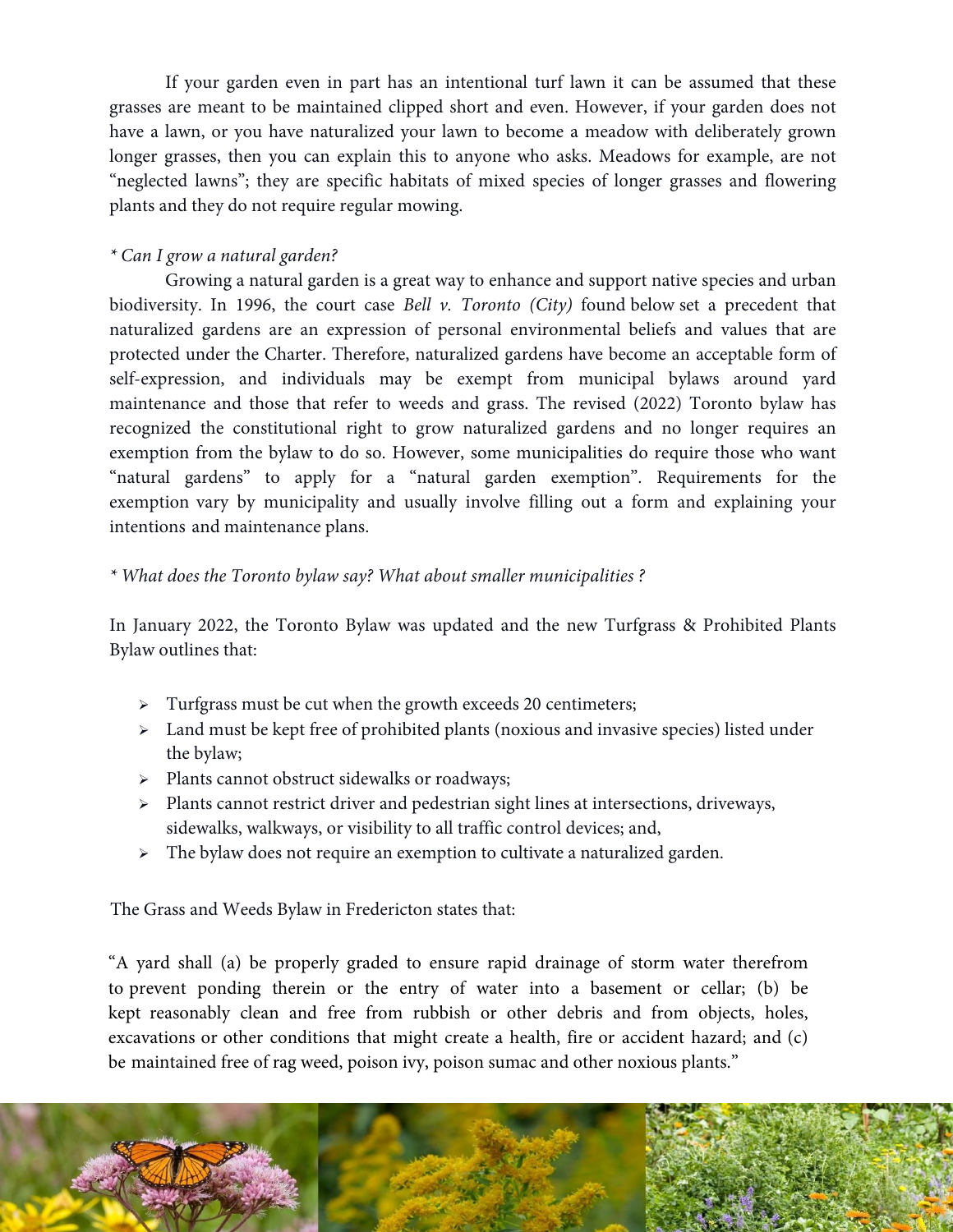If your garden even in part has an intentional turf lawn it can be assumed that these grasses are meant to be maintained clipped short and even. However, if your garden does not have a lawn, or you have naturalized your lawn to become a meadow with deliberately grown longer grasses, then you can explain this to anyone who asks. Meadows for example, are not "neglected lawns"; they are specific habitats of mixed species of longer grasses and flowering plants and they do not require regular mowing.

*\* Can I grow a natural garden?*

Growing a natural garden is a great way to enhance and support native species and urban biodiversity. In 1996, the court case *Bell v. Toronto (City)* found below set a precedent that naturalized gardens are an expression of personal environmental beliefs and values that are protected under the Charter. Therefore, naturalized gardens have become an acceptable form of self-expression, and individuals may be exempt from municipal bylaws around yard maintenance and those that refer to weeds and grass. The revised (2022) Toronto bylaw has recognized the constitutional right to grow naturalized gardens and no longer requires an exemption from the bylaw to do so. However, some municipalities do require those who want "natural gardens" to apply for a "natural garden exemption". Requirements for the exemption vary by municipality and usually involve filling out a form and explaining your intentions and maintenance plans.

*\* What does the Toronto bylaw say? What about smaller municipalities ?*

In January 2022, the Toronto Bylaw was updated and the new Turfgrass & Prohibited Plants Bylaw outlines that:

- Turfgrass must be cut when the growth exceeds 20 centimeters;
- Land must be kept free of prohibited plants (noxious and invasive species) listed under the bylaw;
- Plants cannot obstruct sidewalks or roadways;
- Plants cannot restrict driver and pedestrian sight lines at intersections, driveways, sidewalks, walkways, or visibility to all traffic control devices; and,
- The bylaw does not require an exemption to cultivate a naturalized garden.

The Grass and Weeds Bylaw in Fredericton states that:

"A yard shall (a) be properly graded to ensure rapid drainage of storm water therefrom to prevent ponding therein or the entry of water into a basement or cellar; (b) be kept reasonably clean and free from rubbish or other debris and from objects, holes, excavations or other conditions that might create a health, fire or accident hazard; and (c) be maintained free of rag weed, poison ivy, poison sumac and other noxious plants."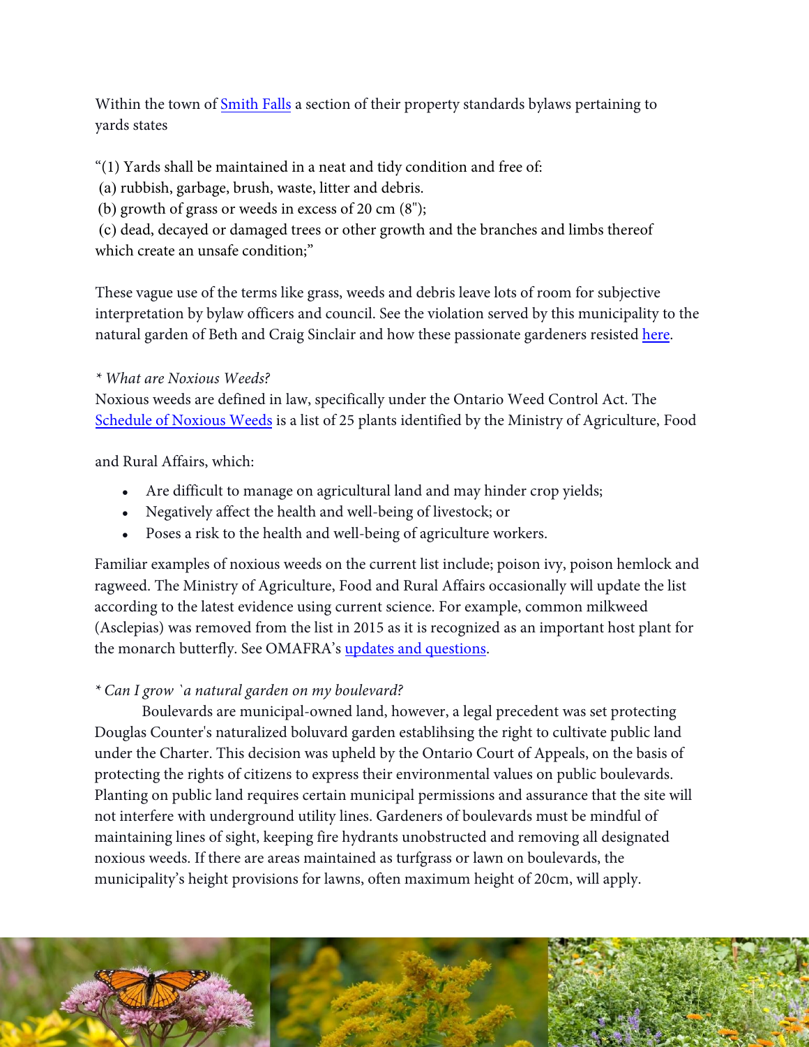Within the town of Smith Falls a section of their property standards bylaws pertaining to yards states

"(1) Yards shall be maintained in a neat and tidy condition and free of:
(a) rubbish, garbage, brush, waste, litter and debris.
(b) growth of grass or weeds in excess of 20 cm (8");
(c) dead, decayed or damaged trees or other growth and the branches and limbs thereof which create an unsafe condition;"

These vague use of the terms like grass, weeds and debris leave lots of room for subjective interpretation by bylaw officers and council. See the violation served by this municipality to the natural garden of Beth and Craig Sinclair and how these passionate gardeners resisted here.

*\* What are Noxious Weeds?*

Noxious weeds are defined in law, specifically under the Ontario Weed Control Act. The Schedule of Noxious Weeds is a list of 25 plants identified by the Ministry of Agriculture, Food and Rural Affairs, which:

- Are difficult to manage on agricultural land and may hinder crop yields;
- Negatively affect the health and well-being of livestock; or
- Poses a risk to the health and well-being of agriculture workers.

Familiar examples of noxious weeds on the current list include; poison ivy, poison hemlock and ragweed. The Ministry of Agriculture, Food and Rural Affairs occasionally will update the list according to the latest evidence using current science. For example, common milkweed (Asclepias) was removed from the list in 2015 as it is recognized as an important host plant for the monarch butterfly. See OMAFRA's updates and questions.

*\* Can I grow `a natural garden on my boulevard?*

Boulevards are municipal-owned land, however, a legal precedent was set protecting Douglas Counter's naturalized boluvard garden establihsing the right to cultivate public land under the Charter. This decision was upheld by the Ontario Court of Appeals, on the basis of protecting the rights of citizens to express their environmental values on public boulevards. Planting on public land requires certain municipal permissions and assurance that the site will not interfere with underground utility lines. Gardeners of boulevards must be mindful of maintaining lines of sight, keeping fire hydrants unobstructed and removing all designated noxious weeds. If there are areas maintained as turfgrass or lawn on boulevards, the municipality's height provisions for lawns, often maximum height of 20cm, will apply.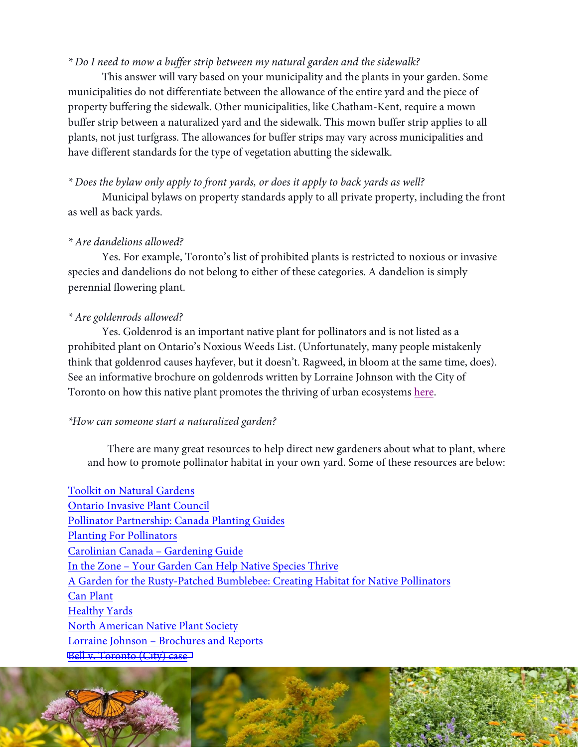*\* Do I need to mow a buffer strip between my natural garden and the sidewalk?*

This answer will vary based on your municipality and the plants in your garden. Some municipalities do not differentiate between the allowance of the entire yard and the piece of property buffering the sidewalk. Other municipalities, like Chatham-Kent, require a mown buffer strip between a naturalized yard and the sidewalk. This mown buffer strip applies to all plants, not just turfgrass. The allowances for buffer strips may vary across municipalities and have different standards for the type of vegetation abutting the sidewalk.

*\* Does the bylaw only apply to front yards, or does it apply to back yards as well?*

Municipal bylaws on property standards apply to all private property, including the front as well as back yards.

*\* Are dandelions allowed?*

Yes. For example, Toronto's list of prohibited plants is restricted to noxious or invasive species and dandelions do not belong to either of these categories. A dandelion is simply perennial flowering plant.

*\* Are goldenrods allowed?*

Yes. Goldenrod is an important native plant for pollinators and is not listed as a prohibited plant on Ontario's Noxious Weeds List. (Unfortunately, many people mistakenly think that goldenrod causes hayfever, but it doesn't. Ragweed, in bloom at the same time, does). See an informative brochure on goldenrods written by Lorraine Johnson with the City of Toronto on how this native plant promotes the thriving of urban ecosystems here.

*\*How can someone start a naturalized garden?*

There are many great resources to help direct new gardeners about what to plant, where and how to promote pollinator habitat in your own yard. Some of these resources are below:

Toolkit on Natural Gardens
Ontario Invasive Plant Council
Pollinator Partnership: Canada Planting Guides
Planting For Pollinators
Carolinian Canada – Gardening Guide
In the Zone – Your Garden Can Help Native Species Thrive
A Garden for the Rusty-Patched Bumblebee: Creating Habitat for Native Pollinators
Can Plant
Healthy Yards
North American Native Plant Society
Lorraine Johnson – Brochures and Reports
Bell v. Toronto (City) case